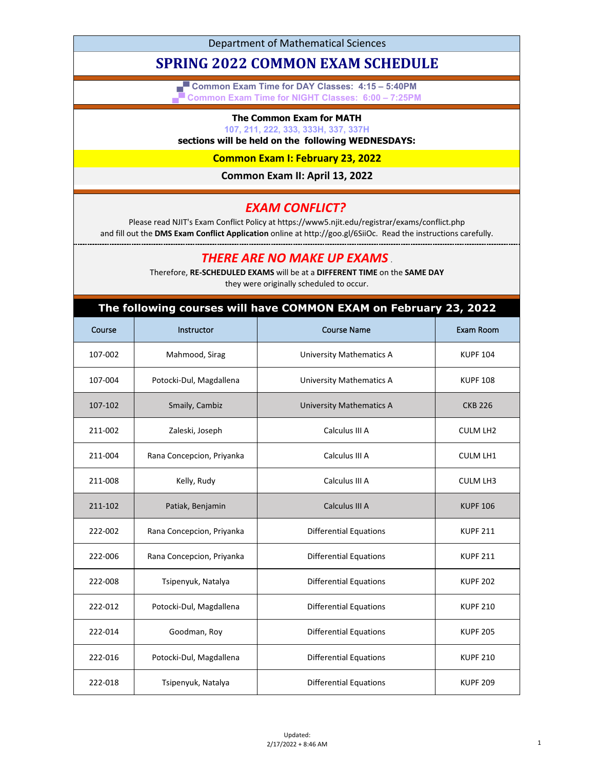Department of Mathematical Sciences

# SPRING 2022 COMMON EXAM SCHEDULE

**Common Exam Time for DAY Classes: 4:15 – 5:40PM**
**Common Exam Time for NIGHT Classes: 6:00 – 7:25PM**

**The Common Exam for MATH**
**107, 211, 222, 333, 333H, 337, 337H**
**sections will be held on the following WEDNESDAYS:**

**Common Exam I: February 23, 2022**

**Common Exam II: April 13, 2022**

## *EXAM CONFLICT?*

Please read NJIT's Exam Conflict Policy at https://www5.njit.edu/registrar/exams/conflict.php and fill out the **DMS Exam Conflict Application** online at http://goo.gl/6SiiOc. Read the instructions carefully.

## *THERE ARE NO MAKE UP EXAMS* .

Therefore, **RE-SCHEDULED EXAMS** will be at a **DIFFERENT TIME** on the **SAME DAY** they were originally scheduled to occur.

**The following courses will have COMMON EXAM on February 23, 2022**

| Course | Instructor | Course Name | Exam Room |
|---|---|---|---|
| 107-002 | Mahmood, Sirag | University Mathematics A | KUPF 104 |
| 107-004 | Potocki-Dul, Magdallena | University Mathematics A | KUPF 108 |
| 107-102 | Smaily, Cambiz | University Mathematics A | CKB 226 |
| 211-002 | Zaleski, Joseph | Calculus III A | CULM LH2 |
| 211-004 | Rana Concepcion, Priyanka | Calculus III A | CULM LH1 |
| 211-008 | Kelly, Rudy | Calculus III A | CULM LH3 |
| 211-102 | Patiak, Benjamin | Calculus III A | KUPF 106 |
| 222-002 | Rana Concepcion, Priyanka | Differential Equations | KUPF 211 |
| 222-006 | Rana Concepcion, Priyanka | Differential Equations | KUPF 211 |
| 222-008 | Tsipenyuk, Natalya | Differential Equations | KUPF 202 |
| 222-012 | Potocki-Dul, Magdallena | Differential Equations | KUPF 210 |
| 222-014 | Goodman, Roy | Differential Equations | KUPF 205 |
| 222-016 | Potocki-Dul, Magdallena | Differential Equations | KUPF 210 |
| 222-018 | Tsipenyuk, Natalya | Differential Equations | KUPF 209 |

Updated:
2/17/2022 + 8:46 AM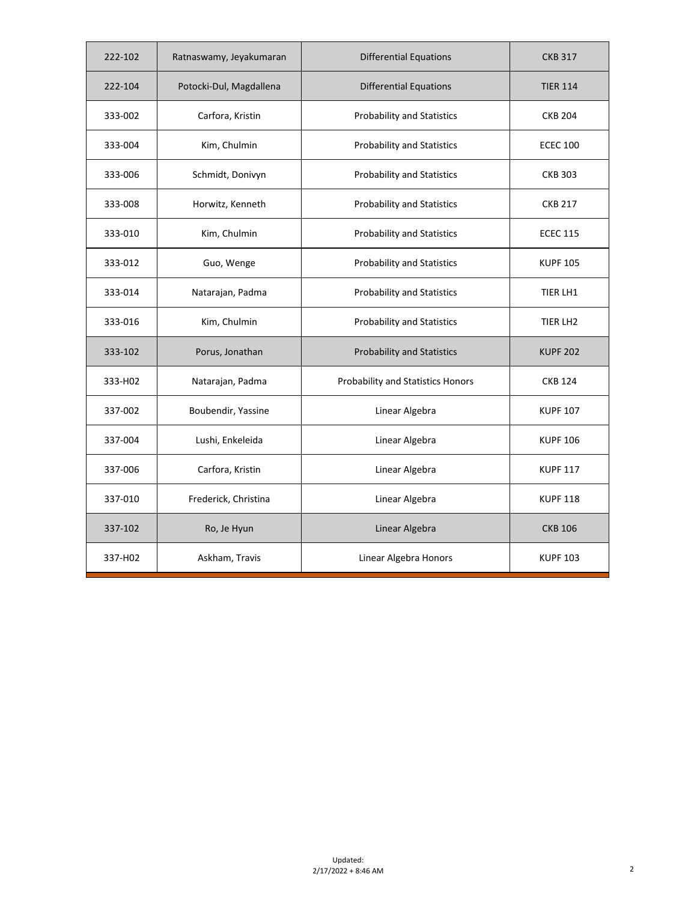| | | | |
|---|---|---|---|
| 222-102 | Ratnaswamy, Jeyakumaran | Differential Equations | CKB 317 |
| 222-104 | Potocki-Dul, Magdallena | Differential Equations | TIER 114 |
| 333-002 | Carfora, Kristin | Probability and Statistics | CKB 204 |
| 333-004 | Kim, Chulmin | Probability and Statistics | ECEC 100 |
| 333-006 | Schmidt, Donivyn | Probability and Statistics | CKB 303 |
| 333-008 | Horwitz, Kenneth | Probability and Statistics | CKB 217 |
| 333-010 | Kim, Chulmin | Probability and Statistics | ECEC 115 |
| 333-012 | Guo, Wenge | Probability and Statistics | KUPF 105 |
| 333-014 | Natarajan, Padma | Probability and Statistics | TIER LH1 |
| 333-016 | Kim, Chulmin | Probability and Statistics | TIER LH2 |
| 333-102 | Porus, Jonathan | Probability and Statistics | KUPF 202 |
| 333-H02 | Natarajan, Padma | Probability and Statistics Honors | CKB 124 |
| 337-002 | Boubendir, Yassine | Linear Algebra | KUPF 107 |
| 337-004 | Lushi, Enkeleida | Linear Algebra | KUPF 106 |
| 337-006 | Carfora, Kristin | Linear Algebra | KUPF 117 |
| 337-010 | Frederick, Christina | Linear Algebra | KUPF 118 |
| 337-102 | Ro, Je Hyun | Linear Algebra | CKB 106 |
| 337-H02 | Askham, Travis | Linear Algebra Honors | KUPF 103 |

Updated:
2/17/2022 + 8:46 AM